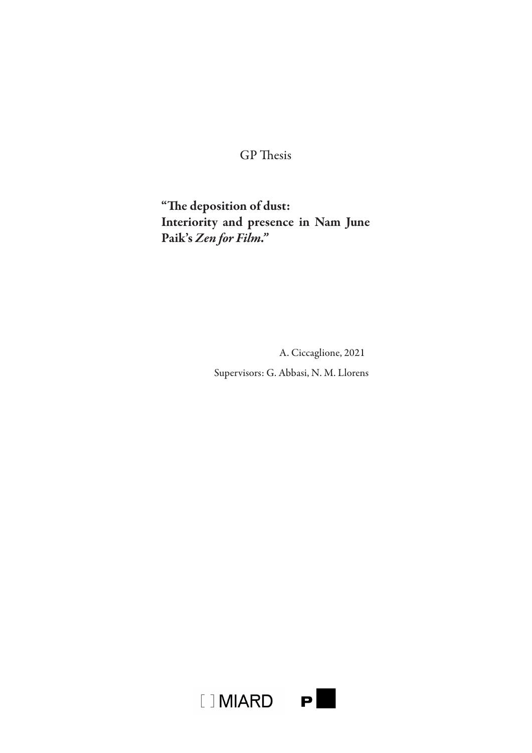GP Thesis

# "The deposition of dust: Interiority and presence in Nam June Paik's *Zen for Film*."

A. Ciccaglione, 2021

Supervisors: G. Abbasi, N. M. Llorens

[ ] MIARD P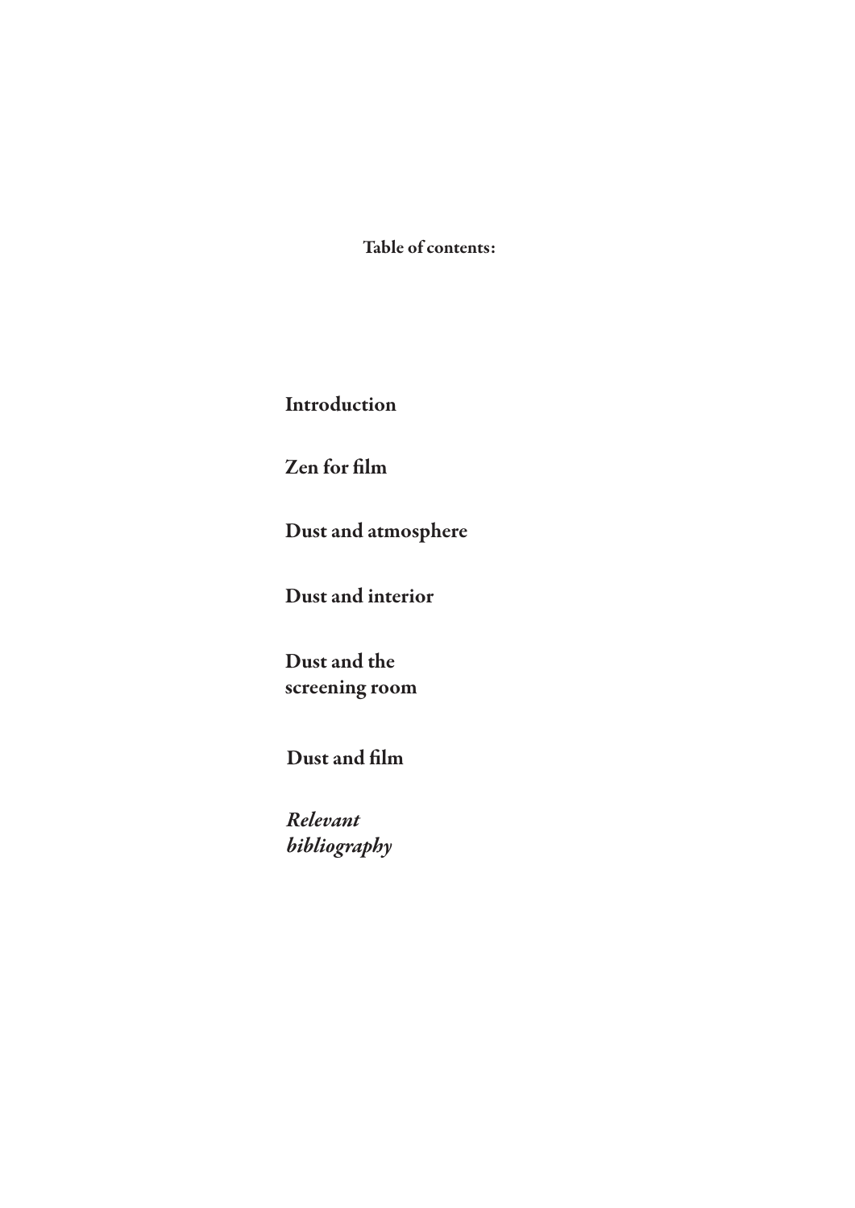**Table of contents:**

**Introduction**

**Zen for film**

**Dust and atmosphere**

**Dust and interior**

**Dust and the screening room**

**Dust and film**

***Relevant bibliography***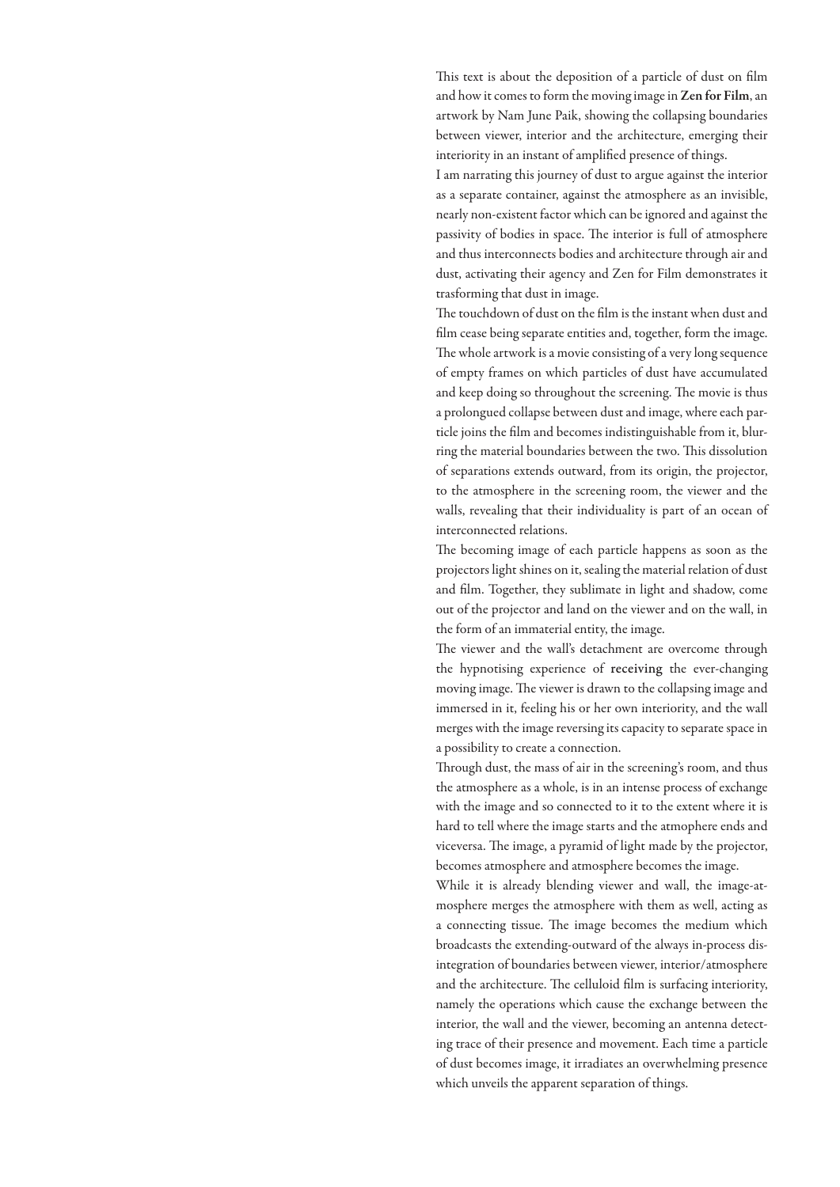This text is about the deposition of a particle of dust on film and how it comes to form the moving image in **Zen for Film**, an artwork by Nam June Paik, showing the collapsing boundaries between viewer, interior and the architecture, emerging their interiority in an instant of amplified presence of things.

I am narrating this journey of dust to argue against the interior as a separate container, against the atmosphere as an invisible, nearly non-existent factor which can be ignored and against the passivity of bodies in space. The interior is full of atmosphere and thus interconnects bodies and architecture through air and dust, activating their agency and Zen for Film demonstrates it trasforming that dust in image.

The touchdown of dust on the film is the instant when dust and film cease being separate entities and, together, form the image. The whole artwork is a movie consisting of a very long sequence of empty frames on which particles of dust have accumulated and keep doing so throughout the screening. The movie is thus a prolongued collapse between dust and image, where each particle joins the film and becomes indistinguishable from it, blurring the material boundaries between the two. This dissolution of separations extends outward, from its origin, the projector, to the atmosphere in the screening room, the viewer and the walls, revealing that their individuality is part of an ocean of interconnected relations.

The becoming image of each particle happens as soon as the projectors light shines on it, sealing the material relation of dust and film. Together, they sublimate in light and shadow, come out of the projector and land on the viewer and on the wall, in the form of an immaterial entity, the image.

The viewer and the wall's detachment are overcome through the hypnotising experience of **receiving** the ever-changing moving image. The viewer is drawn to the collapsing image and immersed in it, feeling his or her own interiority, and the wall merges with the image reversing its capacity to separate space in a possibility to create a connection.

Through dust, the mass of air in the screening's room, and thus the atmosphere as a whole, is in an intense process of exchange with the image and so connected to it to the extent where it is hard to tell where the image starts and the atmosphere ends and viceversa. The image, a pyramid of light made by the projector, becomes atmosphere and atmosphere becomes the image.

While it is already blending viewer and wall, the image-atmosphere merges the atmosphere with them as well, acting as a connecting tissue. The image becomes the medium which broadcasts the extending-outward of the always in-process disintegration of boundaries between viewer, interior/atmosphere and the architecture. The celluloid film is surfacing interiority, namely the operations which cause the exchange between the interior, the wall and the viewer, becoming an antenna detecting trace of their presence and movement. Each time a particle of dust becomes image, it irradiates an overwhelming presence which unveils the apparent separation of things.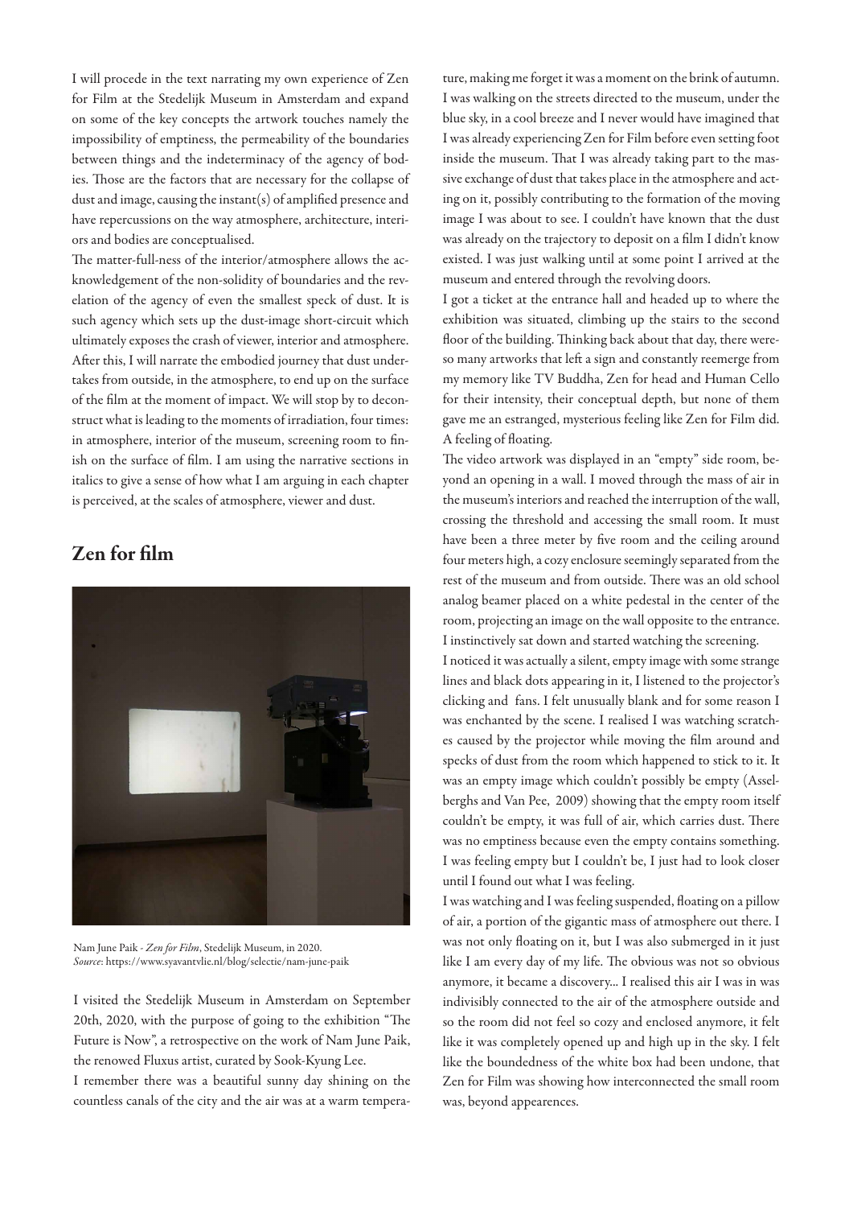I will procede in the text narrating my own experience of Zen for Film at the Stedelijk Museum in Amsterdam and expand on some of the key concepts the artwork touches namely the impossibility of emptiness, the permeability of the boundaries between things and the indeterminacy of the agency of bodies. Those are the factors that are necessary for the collapse of dust and image, causing the instant(s) of amplified presence and have repercussions on the way atmosphere, architecture, interiors and bodies are conceptualised.

The matter-full-ness of the interior/atmosphere allows the acknowledgement of the non-solidity of boundaries and the revelation of the agency of even the smallest speck of dust. It is such agency which sets up the dust-image short-circuit which ultimately exposes the crash of viewer, interior and atmosphere. After this, I will narrate the embodied journey that dust undertakes from outside, in the atmosphere, to end up on the surface of the film at the moment of impact. We will stop by to deconstruct what is leading to the moments of irradiation, four times: in atmosphere, interior of the museum, screening room to finish on the surface of film. I am using the narrative sections in italics to give a sense of how what I am arguing in each chapter is perceived, at the scales of atmosphere, viewer and dust.

## Zen for film

Nam June Paik - *Zen for Film*, Stedelijk Museum, in 2020.
*Source*: https://www.syavantvlie.nl/blog/selectie/nam-june-paik

I visited the Stedelijk Museum in Amsterdam on September 20th, 2020, with the purpose of going to the exhibition "The Future is Now", a retrospective on the work of Nam June Paik, the renowed Fluxus artist, curated by Sook-Kyung Lee.

I remember there was a beautiful sunny day shining on the countless canals of the city and the air was at a warm temperature, making me forget it was a moment on the brink of autumn. I was walking on the streets directed to the museum, under the blue sky, in a cool breeze and I never would have imagined that I was already experiencing Zen for Film before even setting foot inside the museum. That I was already taking part to the massive exchange of dust that takes place in the atmosphere and acting on it, possibly contributing to the formation of the moving image I was about to see. I couldn't have known that the dust was already on the trajectory to deposit on a film I didn't know existed. I was just walking until at some point I arrived at the museum and entered through the revolving doors.

I got a ticket at the entrance hall and headed up to where the exhibition was situated, climbing up the stairs to the second floor of the building. Thinking back about that day, there wereso many artworks that left a sign and constantly reemerge from my memory like TV Buddha, Zen for head and Human Cello for their intensity, their conceptual depth, but none of them gave me an estranged, mysterious feeling like Zen for Film did. A feeling of floating.

The video artwork was displayed in an "empty" side room, beyond an opening in a wall. I moved through the mass of air in the museum's interiors and reached the interruption of the wall, crossing the threshold and accessing the small room. It must have been a three meter by five room and the ceiling around four meters high, a cozy enclosure seemingly separated from the rest of the museum and from outside. There was an old school analog beamer placed on a white pedestal in the center of the room, projecting an image on the wall opposite to the entrance. I instinctively sat down and started watching the screening.

I noticed it was actually a silent, empty image with some strange lines and black dots appearing in it, I listened to the projector's clicking and fans. I felt unusually blank and for some reason I was enchanted by the scene. I realised I was watching scratches caused by the projector while moving the film around and specks of dust from the room which happened to stick to it. It was an empty image which couldn't possibly be empty (Asselberghs and Van Pee, 2009) showing that the empty room itself couldn't be empty, it was full of air, which carries dust. There was no emptiness because even the empty contains something. I was feeling empty but I couldn't be, I just had to look closer until I found out what I was feeling.

I was watching and I was feeling suspended, floating on a pillow of air, a portion of the gigantic mass of atmosphere out there. I was not only floating on it, but I was also submerged in it just like I am every day of my life. The obvious was not so obvious anymore, it became a discovery... I realised this air I was in was indivisibly connected to the air of the atmosphere outside and so the room did not feel so cozy and enclosed anymore, it felt like it was completely opened up and high up in the sky. I felt like the boundedness of the white box had been undone, that Zen for Film was showing how interconnected the small room was, beyond appearences.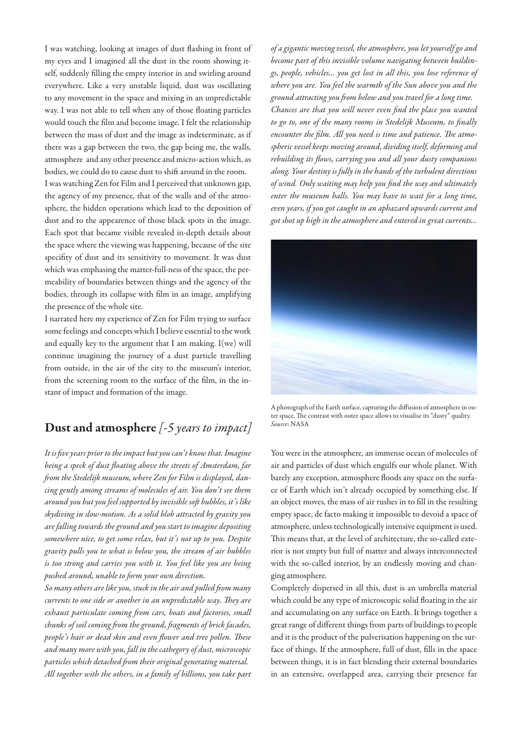I was watching, looking at images of dust flashing in front of my eyes and I imagined all the dust in the room showing itself, suddenly filling the empty interior in and swirling around everywhere. Like a very unstable liquid, dust was oscillating to any movement in the space and mixing in an unpredictable way. I was not able to tell when any of those floating particles would touch the film and become image. I felt the relationship between the mass of dust and the image as indeterminate, as if there was a gap between the two, the gap being me, the walls, atmosphere and any other presence and micro-action which, as bodies, we could do to cause dust to shift around in the room.

I was watching Zen for Film and I perceived that unknown gap, the agency of my presence, that of the walls and of the atmosphere, the hidden operations which lead to the deposition of dust and to the appearence of those black spots in the image. Each spot that became visible revealed in-depth details about the space where the viewing was happening, because of the site specifity of dust and its sensitivity to movement. It was dust which was emphasing the matter-full-ness of the space, the permeability of boundaries between things and the agency of the bodies, through its collapse with film in an image, amplifying the presence of the whole site.

I narrated here my experience of Zen for Film trying to surface some feelings and concepts which I believe essential to the work and equally key to the argument that I am making. I(we) will continue imagining the journey of a dust particle travelling from outside, in the air of the city to the museum's interior, from the screening room to the surface of the film, in the instant of impact and formation of the image.

## Dust and atmosphere *[-5 years to impact]*

*It is five years prior to the impact but you can't know that. Imagine being a speck of dust floating above the streets of Amsterdam, far from the Stedelijk museum, where Zen for Film is displayed, dancing gently among streams of molecules of air. You don't see them around you but you feel supported by invisible soft bubbles, it's like skydiving in slow-motion. As a solid blob attracted by gravity you are falling towards the ground and you start to imagine depositing somewhere nice, to get some relax, but it's not up to you. Despite gravity pulls you to what is below you, the stream of air bubbles is too strong and carries you with it. You feel like you are being pushed around, unable to form your own direction.*

*So many others are like you, stuck in the air and pulled from many currents to one side or another in an unpredictable way. They are exhaust particulate coming from cars, boats and factories, small chunks of soil coming from the ground, fragments of brick facades, people's hair or dead skin and even flower and tree pollen. These and many more with you, fall in the cathegory of dust, microscopic particles which detached from their original generating material.*

*All together with the others, in a family of billions, you take part of a gigantic moving vessel, the atmosphere, you let yourself go and become part of this invisible volume navigating between buildings, people, vehicles... you get lost in all this, you lose reference of where you are. You feel the warmth of the Sun above you and the ground attracting you from below and you travel for a long time.*

*Chances are that you will never even find the place you wanted to go to, one of the many rooms in Stedelijk Museum, to finally encounter the film. All you need is time and patience. The atmospheric vessel keeps moving around, dividing itself, deforming and rebuilding its flows, carrying you and all your dusty companions along. Your destiny is fully in the hands of the turbulent directions of wind. Only waiting may help you find the way and ultimately enter the museum halls. You may have to wait for a long time, even years, if you got caught in an aphazard upwards current and got shot up high in the atmosphere and entered in great currents...*

A photograph of the Earth surface, capturing the diffusion of atmosphere in outer space. The contrast with outer space allows to visualise its "dusty" quality. *Source*: NASA

You were in the atmosphere, an immense ocean of molecules of air and particles of dust which engulfs our whole planet. With barely any exception, atmosphere floods any space on the surface of Earth which isn't already occupied by something else. If an object moves, the mass of air rushes in to fill in the resulting empty space, de facto making it impossible to devoid a space of atmosphere, unless technologically intensive equipment is used. This means that, at the level of architecture, the so-called exterior is not empty but full of matter and always interconnected with the so-called interior, by an endlessly moving and changing atmosphere.

Completely dispersed in all this, dust is an umbrella material which could be any type of microscopic solid floating in the air and accumulating on any surface on Earth. It brings together a great range of different things from parts of buildings to people and it is the product of the pulverisation happening on the surface of things. If the atmosphere, full of dust, fills in the space between things, it is in fact blending their external boundaries in an extensive, overlapped area, carrying their presence far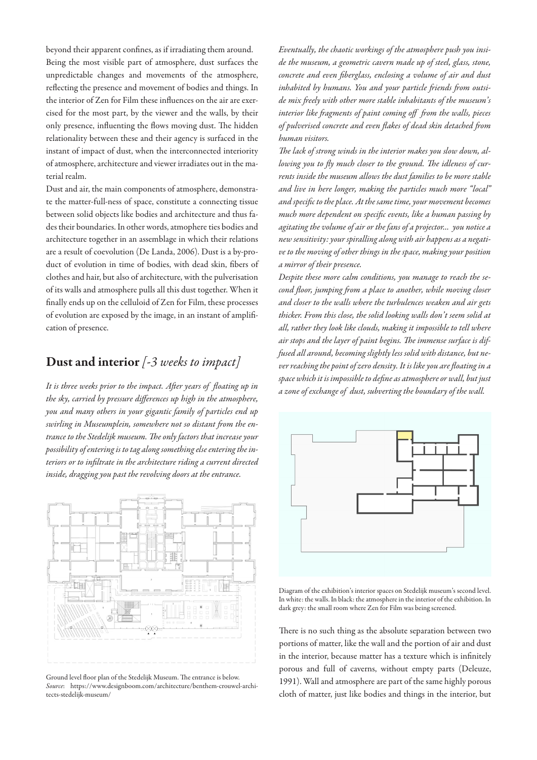beyond their apparent confines, as if irradiating them around. Being the most visible part of atmosphere, dust surfaces the unpredictable changes and movements of the atmosphere, reflecting the presence and movement of bodies and things. In the interior of Zen for Film these influences on the air are exercised for the most part, by the viewer and the walls, by their only presence, influenting the flows moving dust. The hidden relationality between these and their agency is surfaced in the instant of impact of dust, when the interconnected interiority of atmosphere, architecture and viewer irradiates out in the material realm.

Dust and air, the main components of atmosphere, demonstrate the matter-full-ness of space, constitute a connecting tissue between solid objects like bodies and architecture and thus fades their boundaries. In other words, atmosphere ties bodies and architecture together in an assemblage in which their relations are a result of coevolution (De Landa, 2006). Dust is a by-product of evolution in time of bodies, with dead skin, fibers of clothes and hair, but also of architecture, with the pulverisation of its walls and atmosphere pulls all this dust together. When it finally ends up on the celluloid of Zen for Film, these processes of evolution are exposed by the image, in an instant of amplification of presence.

## Dust and interior *[-3 weeks to impact]*

*It is three weeks prior to the impact. After years of floating up in the sky, carried by pressure differences up high in the atmosphere, you and many others in your gigantic family of particles end up swirling in Museumplein, somewhere not so distant from the entrance to the Stedelijk museum. The only factors that increase your possibility of entering is to tag along something else entering the interiors or to infiltrate in the architecture riding a current directed inside, dragging you past the revolving doors at the entrance.*

Ground level floor plan of the Stedelijk Museum. The entrance is below.
*Source*: https://www.designboom.com/architecture/benthem-crouwel-architects-stedelijk-museum/

*Eventually, the chaotic workings of the atmosphere push you inside the museum, a geometric cavern made up of steel, glass, stone, concrete and even fiberglass, enclosing a volume of air and dust inhabited by humans. You and your particle friends from outside mix freely with other more stable inhabitants of the museum's interior like fragments of paint coming off from the walls, pieces of pulverised concrete and even flakes of dead skin detached from human visitors.*

*The lack of strong winds in the interior makes you slow down, allowing you to fly much closer to the ground. The idleness of currents inside the museum allows the dust families to be more stable and live in here longer, making the particles much more "local" and specific to the place. At the same time, your movement becomes much more dependent on specific events, like a human passing by agitating the volume of air or the fans of a projector... you notice a new sensitivity: your spiralling along with air happens as a negative to the moving of other things in the space, making your position a mirror of their presence.*

*Despite these more calm conditions, you manage to reach the second floor, jumping from a place to another, while moving closer and closer to the walls where the turbulences weaken and air gets thicker. From this close, the solid looking walls don't seem solid at all, rather they look like clouds, making it impossible to tell where air stops and the layer of paint begins. The immense surface is diffused all around, becoming slightly less solid with distance, but never reaching the point of zero density. It is like you are floating in a space which it is impossible to define as atmosphere or wall, but just a zone of exchange of dust, subverting the boundary of the wall.*

Diagram of the exhibition's interior spaces on Stedelijk museum's second level. In white: the walls. In black: the atmosphere in the interior of the exhibition. In dark grey: the small room where Zen for Film was being screened.

There is no such thing as the absolute separation between two portions of matter, like the wall and the portion of air and dust in the interior, because matter has a texture which is infinitely porous and full of caverns, without empty parts (Deleuze, 1991). Wall and atmosphere are part of the same highly porous cloth of matter, just like bodies and things in the interior, but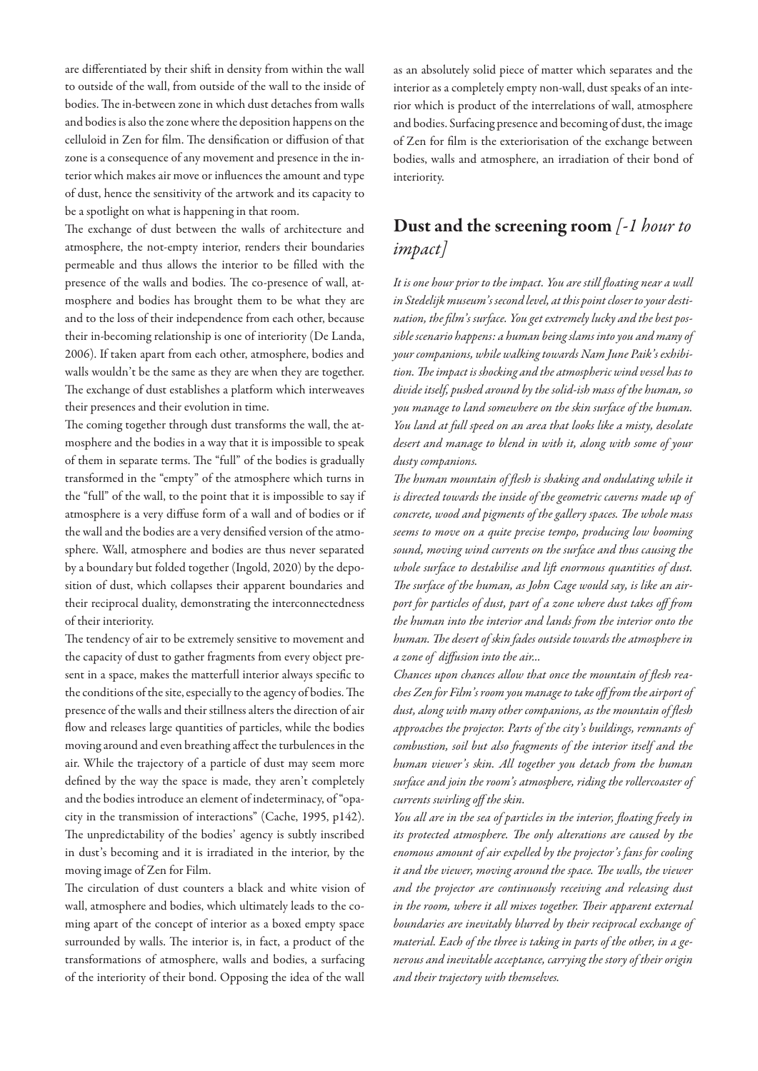are differentiated by their shift in density from within the wall to outside of the wall, from outside of the wall to the inside of bodies. The in-between zone in which dust detaches from walls and bodies is also the zone where the deposition happens on the celluloid in Zen for film. The densification or diffusion of that zone is a consequence of any movement and presence in the interior which makes air move or influences the amount and type of dust, hence the sensitivity of the artwork and its capacity to be a spotlight on what is happening in that room.

The exchange of dust between the walls of architecture and atmosphere, the not-empty interior, renders their boundaries permeable and thus allows the interior to be filled with the presence of the walls and bodies. The co-presence of wall, atmosphere and bodies has brought them to be what they are and to the loss of their independence from each other, because their in-becoming relationship is one of interiority (De Landa, 2006). If taken apart from each other, atmosphere, bodies and walls wouldn't be the same as they are when they are together. The exchange of dust establishes a platform which interweaves their presences and their evolution in time.

The coming together through dust transforms the wall, the atmosphere and the bodies in a way that it is impossible to speak of them in separate terms. The "full" of the bodies is gradually transformed in the "empty" of the atmosphere which turns in the "full" of the wall, to the point that it is impossible to say if atmosphere is a very diffuse form of a wall and of bodies or if the wall and the bodies are a very densified version of the atmosphere. Wall, atmosphere and bodies are thus never separated by a boundary but folded together (Ingold, 2020) by the deposition of dust, which collapses their apparent boundaries and their reciprocal duality, demonstrating the interconnectedness of their interiority.

The tendency of air to be extremely sensitive to movement and the capacity of dust to gather fragments from every object present in a space, makes the matterfull interior always specific to the conditions of the site, especially to the agency of bodies. The presence of the walls and their stillness alters the direction of air flow and releases large quantities of particles, while the bodies moving around and even breathing affect the turbulences in the air. While the trajectory of a particle of dust may seem more defined by the way the space is made, they aren't completely and the bodies introduce an element of indeterminacy, of "opacity in the transmission of interactions" (Cache, 1995, p142). The unpredictability of the bodies' agency is subtly inscribed in dust's becoming and it is irradiated in the interior, by the moving image of Zen for Film.

The circulation of dust counters a black and white vision of wall, atmosphere and bodies, which ultimately leads to the coming apart of the concept of interior as a boxed empty space surrounded by walls. The interior is, in fact, a product of the transformations of atmosphere, walls and bodies, a surfacing of the interiority of their bond. Opposing the idea of the wall as an absolutely solid piece of matter which separates and the interior as a completely empty non-wall, dust speaks of an interior which is product of the interrelations of wall, atmosphere and bodies. Surfacing presence and becoming of dust, the image of Zen for film is the exteriorisation of the exchange between bodies, walls and atmosphere, an irradiation of their bond of interiority.

## Dust and the screening room *[-1 hour to impact]*

*It is one hour prior to the impact. You are still floating near a wall in Stedelijk museum's second level, at this point closer to your destination, the film's surface. You get extremely lucky and the best possible scenario happens: a human being slams into you and many of your companions, while walking towards Nam June Paik's exhibition. The impact is shocking and the atmospheric wind vessel has to divide itself, pushed around by the solid-ish mass of the human, so you manage to land somewhere on the skin surface of the human. You land at full speed on an area that looks like a misty, desolate desert and manage to blend in with it, along with some of your dusty companions.*

*The human mountain of flesh is shaking and ondulating while it is directed towards the inside of the geometric caverns made up of concrete, wood and pigments of the gallery spaces. The whole mass seems to move on a quite precise tempo, producing low booming sound, moving wind currents on the surface and thus causing the whole surface to destabilise and lift enormous quantities of dust. The surface of the human, as John Cage would say, is like an airport for particles of dust, part of a zone where dust takes off from the human into the interior and lands from the interior onto the human. The desert of skin fades outside towards the atmosphere in a zone of diffusion into the air...*

*Chances upon chances allow that once the mountain of flesh reaches Zen for Film's room you manage to take off from the airport of dust, along with many other companions, as the mountain of flesh approaches the projector. Parts of the city's buildings, remnants of combustion, soil but also fragments of the interior itself and the human viewer's skin. All together you detach from the human surface and join the room's atmosphere, riding the rollercoaster of currents swirling off the skin.*

*You all are in the sea of particles in the interior, floating freely in its protected atmosphere. The only alterations are caused by the enomous amount of air expelled by the projector's fans for cooling it and the viewer, moving around the space. The walls, the viewer and the projector are continuously receiving and releasing dust in the room, where it all mixes together. Their apparent external boundaries are inevitably blurred by their reciprocal exchange of material. Each of the three is taking in parts of the other, in a generous and inevitable acceptance, carrying the story of their origin and their trajectory with themselves.*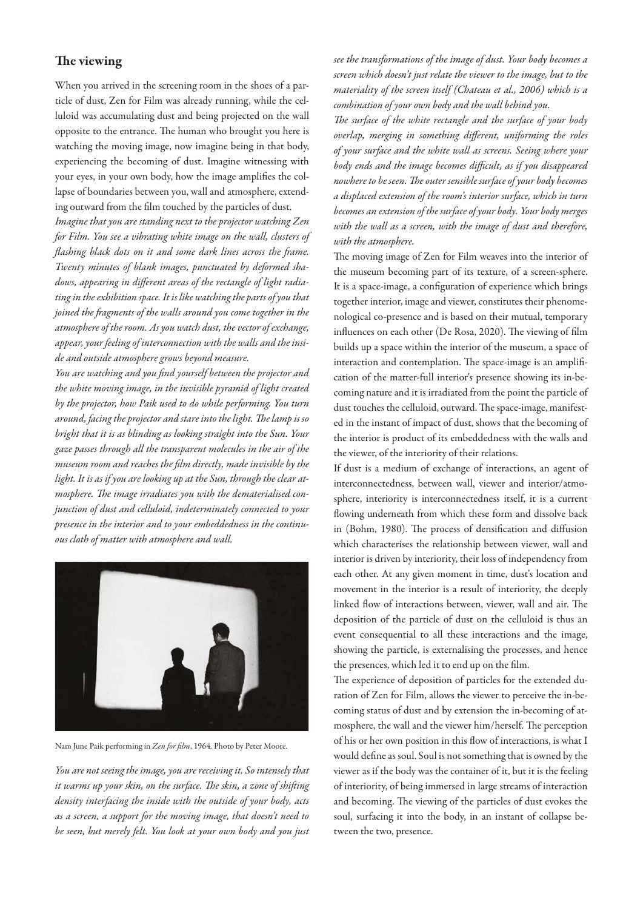## The viewing

When you arrived in the screening room in the shoes of a particle of dust, Zen for Film was already running, while the celluloid was accumulating dust and being projected on the wall opposite to the entrance. The human who brought you here is watching the moving image, now imagine being in that body, experiencing the becoming of dust. Imagine witnessing with your eyes, in your own body, how the image amplifies the collapse of boundaries between you, wall and atmosphere, extending outward from the film touched by the particles of dust.

*Imagine that you are standing next to the projector watching Zen for Film. You see a vibrating white image on the wall, clusters of flashing black dots on it and some dark lines across the frame. Twenty minutes of blank images, punctuated by deformed shadows, appearing in different areas of the rectangle of light radiating in the exhibition space. It is like watching the parts of you that joined the fragments of the walls around you come together in the atmosphere of the room. As you watch dust, the vector of exchange, appear, your feeling of interconnection with the walls and the inside and outside atmosphere grows beyond measure.*

*You are watching and you find yourself between the projector and the white moving image, in the invisible pyramid of light created by the projector, how Paik used to do while performing. You turn around, facing the projector and stare into the light. The lamp is so bright that it is as blinding as looking straight into the Sun. Your gaze passes through all the transparent molecules in the air of the museum room and reaches the film directly, made invisible by the light. It is as if you are looking up at the Sun, through the clear atmosphere. The image irradiates you with the dematerialised conjunction of dust and celluloid, indeterminately connected to your presence in the interior and to your embeddedness in the continuous cloth of matter with atmosphere and wall.*

Nam June Paik performing in *Zen for film*, 1964. Photo by Peter Moore.

*You are not seeing the image, you are receiving it. So intensely that it warms up your skin, on the surface. The skin, a zone of shifting density interfacing the inside with the outside of your body, acts as a screen, a support for the moving image, that doesn't need to be seen, but merely felt. You look at your own body and you just see the transformations of the image of dust. Your body becomes a screen which doesn't just relate the viewer to the image, but to the materiality of the screen itself (Chateau et al., 2006) which is a combination of your own body and the wall behind you.*

*The surface of the white rectangle and the surface of your body overlap, merging in something different, uniforming the roles of your surface and the white wall as screens. Seeing where your body ends and the image becomes difficult, as if you disappeared nowhere to be seen. The outer sensible surface of your body becomes a displaced extension of the room's interior surface, which in turn becomes an extension of the surface of your body. Your body merges with the wall as a screen, with the image of dust and therefore, with the atmosphere.*

The moving image of Zen for Film weaves into the interior of the museum becoming part of its texture, of a screen-sphere. It is a space-image, a configuration of experience which brings together interior, image and viewer, constitutes their phenomenological co-presence and is based on their mutual, temporary influences on each other (De Rosa, 2020). The viewing of film builds up a space within the interior of the museum, a space of interaction and contemplation. The space-image is an amplification of the matter-full interior's presence showing its in-becoming nature and it is irradiated from the point the particle of dust touches the celluloid, outward. The space-image, manifested in the instant of impact of dust, shows that the becoming of the interior is product of its embeddedness with the walls and the viewer, of the interiority of their relations.

If dust is a medium of exchange of interactions, an agent of interconnectedness, between wall, viewer and interior/atmosphere, interiority is interconnectedness itself, it is a current flowing underneath from which these form and dissolve back in (Bohm, 1980). The process of densification and diffusion which characterises the relationship between viewer, wall and interior is driven by interiority, their loss of independency from each other. At any given moment in time, dust's location and movement in the interior is a result of interiority, the deeply linked flow of interactions between, viewer, wall and air. The deposition of the particle of dust on the celluloid is thus an event consequential to all these interactions and the image, showing the particle, is externalising the processes, and hence the presences, which led it to end up on the film.

The experience of deposition of particles for the extended duration of Zen for Film, allows the viewer to perceive the in-becoming status of dust and by extension the in-becoming of atmosphere, the wall and the viewer him/herself. The perception of his or her own position in this flow of interactions, is what I would define as soul. Soul is not something that is owned by the viewer as if the body was the container of it, but it is the feeling of interiority, of being immersed in large streams of interaction and becoming. The viewing of the particles of dust evokes the soul, surfacing it into the body, in an instant of collapse between the two, presence.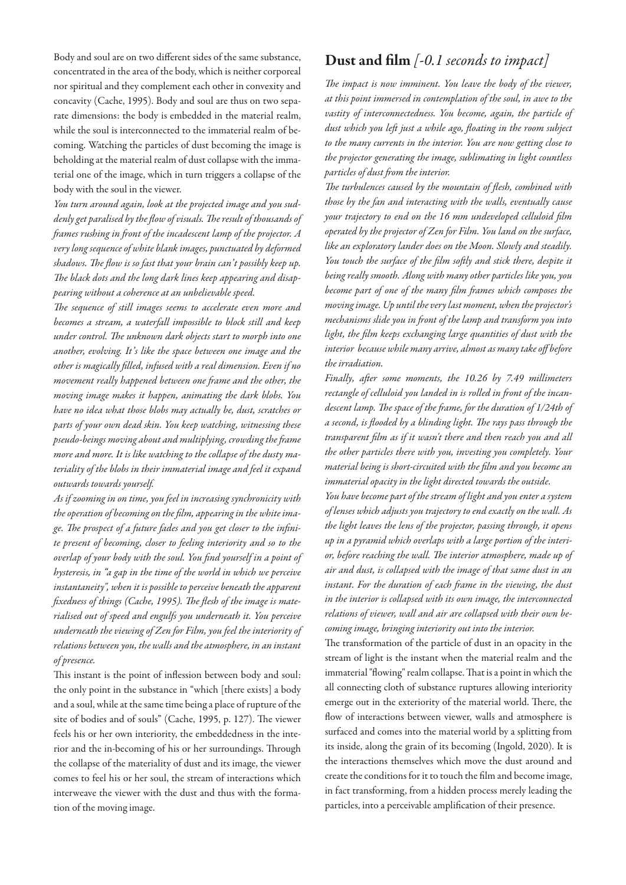Body and soul are on two different sides of the same substance, concentrated in the area of the body, which is neither corporeal nor spiritual and they complement each other in convexity and concavity (Cache, 1995). Body and soul are thus on two separate dimensions: the body is embedded in the material realm, while the soul is interconnected to the immaterial realm of becoming. Watching the particles of dust becoming the image is beholding at the material realm of dust collapse with the immaterial one of the image, which in turn triggers a collapse of the body with the soul in the viewer.

*You turn around again, look at the projected image and you suddenly get paralised by the flow of visuals. The result of thousands of frames rushing in front of the incadescent lamp of the projector. A very long sequence of white blank images, punctuated by deformed shadows. The flow is so fast that your brain can't possibly keep up. The black dots and the long dark lines keep appearing and disappearing without a coherence at an unbelievable speed.*

*The sequence of still images seems to accelerate even more and becomes a stream, a waterfall impossible to block still and keep under control. The unknown dark objects start to morph into one another, evolving. It's like the space between one image and the other is magically filled, infused with a real dimension. Even if no movement really happened between one frame and the other, the moving image makes it happen, animating the dark blobs. You have no idea what those blobs may actually be, dust, scratches or parts of your own dead skin. You keep watching, witnessing these pseudo-beings moving about and multiplying, crowding the frame more and more. It is like watching to the collapse of the dusty materiality of the blobs in their immaterial image and feel it expand outwards towards yourself.*

*As if zooming in on time, you feel in increasing synchronicity with the operation of becoming on the film, appearing in the white image. The prospect of a future fades and you get closer to the infinite present of becoming, closer to feeling interiority and so to the overlap of your body with the soul. You find yourself in a point of hysteresis, in "a gap in the time of the world in which we perceive instantaneity", when it is possible to perceive beneath the apparent fixedness of things (Cache, 1995). The flesh of the image is materialised out of speed and engulfs you underneath it. You perceive underneath the viewing of Zen for Film, you feel the interiority of relations between you, the walls and the atmosphere, in an instant of presence.*

This instant is the point of inflession between body and soul: the only point in the substance in "which [there exists] a body and a soul, while at the same time being a place of rupture of the site of bodies and of souls" (Cache, 1995, p. 127). The viewer feels his or her own interiority, the embeddedness in the interior and the in-becoming of his or her surroundings. Through the collapse of the materiality of dust and its image, the viewer comes to feel his or her soul, the stream of interactions which interweave the viewer with the dust and thus with the formation of the moving image.

## Dust and film *[-0.1 seconds to impact]*

*The impact is now imminent. You leave the body of the viewer, at this point immersed in contemplation of the soul, in awe to the vastity of interconnectedness. You become, again, the particle of dust which you left just a while ago, floating in the room subject to the many currents in the interior. You are now getting close to the projector generating the image, sublimating in light countless particles of dust from the interior.*

*The turbulences caused by the mountain of flesh, combined with those by the fan and interacting with the walls, eventually cause your trajectory to end on the 16 mm undeveloped celluloid film operated by the projector of Zen for Film. You land on the surface, like an exploratory lander does on the Moon. Slowly and steadily. You touch the surface of the film softly and stick there, despite it being really smooth. Along with many other particles like you, you become part of one of the many film frames which composes the moving image. Up until the very last moment, when the projector's mechanisms slide you in front of the lamp and transform you into light, the film keeps exchanging large quantities of dust with the interior because while many arrive, almost as many take off before the irradiation.*

*Finally, after some moments, the 10.26 by 7.49 millimeters rectangle of celluloid you landed in is rolled in front of the incandescent lamp. The space of the frame, for the duration of 1/24th of a second, is flooded by a blinding light. The rays pass through the transparent film as if it wasn't there and then reach you and all the other particles there with you, investing you completely. Your material being is short-circuited with the film and you become an immaterial opacity in the light directed towards the outside.*

*You have become part of the stream of light and you enter a system of lenses which adjusts you trajectory to end exactly on the wall. As the light leaves the lens of the projector, passing through, it opens up in a pyramid which overlaps with a large portion of the interior, before reaching the wall. The interior atmosphere, made up of air and dust, is collapsed with the image of that same dust in an instant. For the duration of each frame in the viewing, the dust in the interior is collapsed with its own image, the interconnected relations of viewer, wall and air are collapsed with their own becoming image, bringing interiority out into the interior.*

The transformation of the particle of dust in an opacity in the stream of light is the instant when the material realm and the immaterial "flowing" realm collapse. That is a point in which the all connecting cloth of substance ruptures allowing interiority emerge out in the exteriority of the material world. There, the flow of interactions between viewer, walls and atmosphere is surfaced and comes into the material world by a splitting from its inside, along the grain of its becoming (Ingold, 2020). It is the interactions themselves which move the dust around and create the conditions for it to touch the film and become image, in fact transforming, from a hidden process merely leading the particles, into a perceivable amplification of their presence.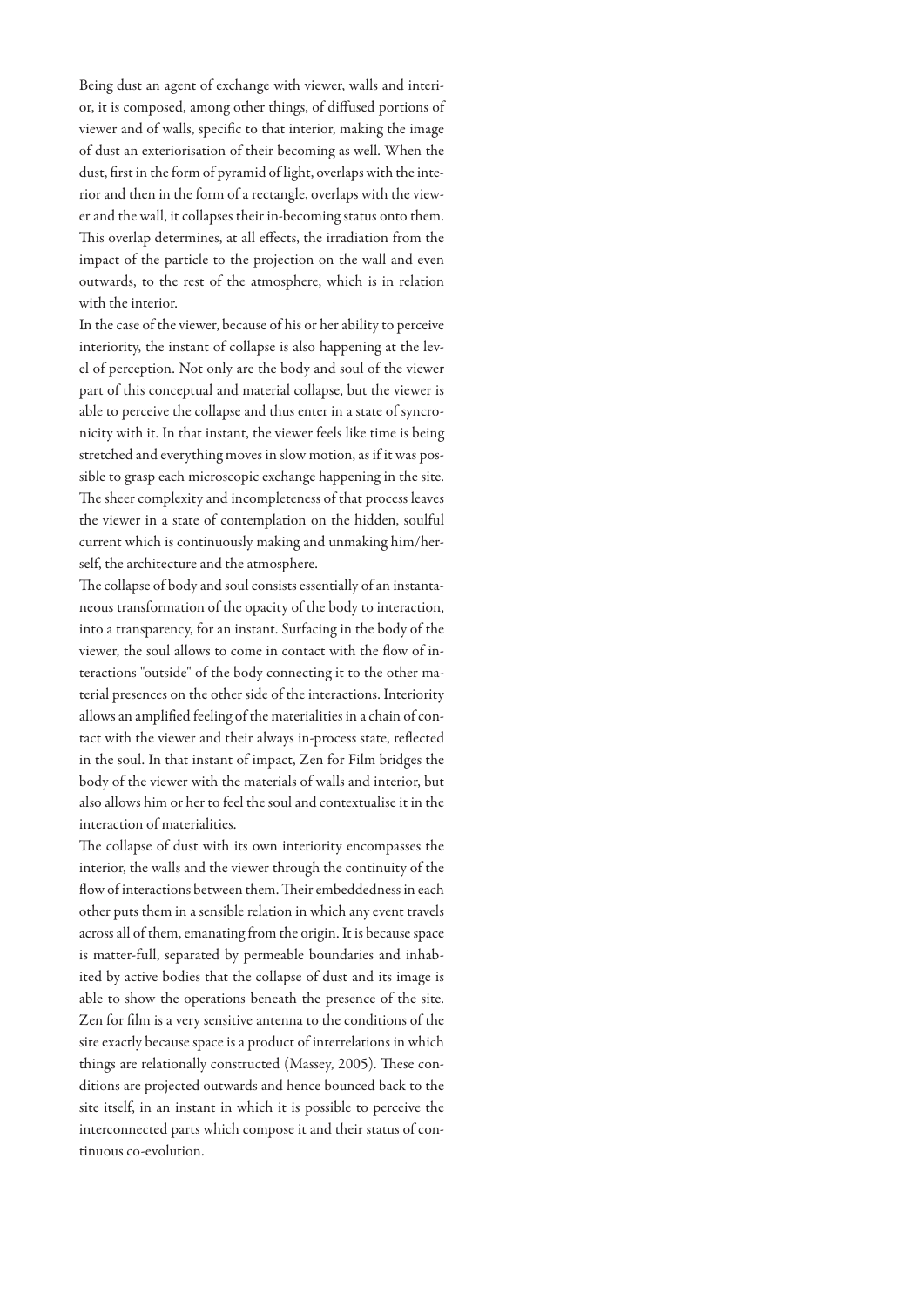Being dust an agent of exchange with viewer, walls and interior, it is composed, among other things, of diffused portions of viewer and of walls, specific to that interior, making the image of dust an exteriorisation of their becoming as well. When the dust, first in the form of pyramid of light, overlaps with the interior and then in the form of a rectangle, overlaps with the viewer and the wall, it collapses their in-becoming status onto them. This overlap determines, at all effects, the irradiation from the impact of the particle to the projection on the wall and even outwards, to the rest of the atmosphere, which is in relation with the interior.

In the case of the viewer, because of his or her ability to perceive interiority, the instant of collapse is also happening at the level of perception. Not only are the body and soul of the viewer part of this conceptual and material collapse, but the viewer is able to perceive the collapse and thus enter in a state of syncronicity with it. In that instant, the viewer feels like time is being stretched and everything moves in slow motion, as if it was possible to grasp each microscopic exchange happening in the site. The sheer complexity and incompleteness of that process leaves the viewer in a state of contemplation on the hidden, soulful current which is continuously making and unmaking him/herself, the architecture and the atmosphere.

The collapse of body and soul consists essentially of an instantaneous transformation of the opacity of the body to interaction, into a transparency, for an instant. Surfacing in the body of the viewer, the soul allows to come in contact with the flow of interactions "outside" of the body connecting it to the other material presences on the other side of the interactions. Interiority allows an amplified feeling of the materialities in a chain of contact with the viewer and their always in-process state, reflected in the soul. In that instant of impact, Zen for Film bridges the body of the viewer with the materials of walls and interior, but also allows him or her to feel the soul and contextualise it in the interaction of materialities.

The collapse of dust with its own interiority encompasses the interior, the walls and the viewer through the continuity of the flow of interactions between them. Their embeddedness in each other puts them in a sensible relation in which any event travels across all of them, emanating from the origin. It is because space is matter-full, separated by permeable boundaries and inhabited by active bodies that the collapse of dust and its image is able to show the operations beneath the presence of the site. Zen for film is a very sensitive antenna to the conditions of the site exactly because space is a product of interrelations in which things are relationally constructed (Massey, 2005). These conditions are projected outwards and hence bounced back to the site itself, in an instant in which it is possible to perceive the interconnected parts which compose it and their status of continuous co-evolution.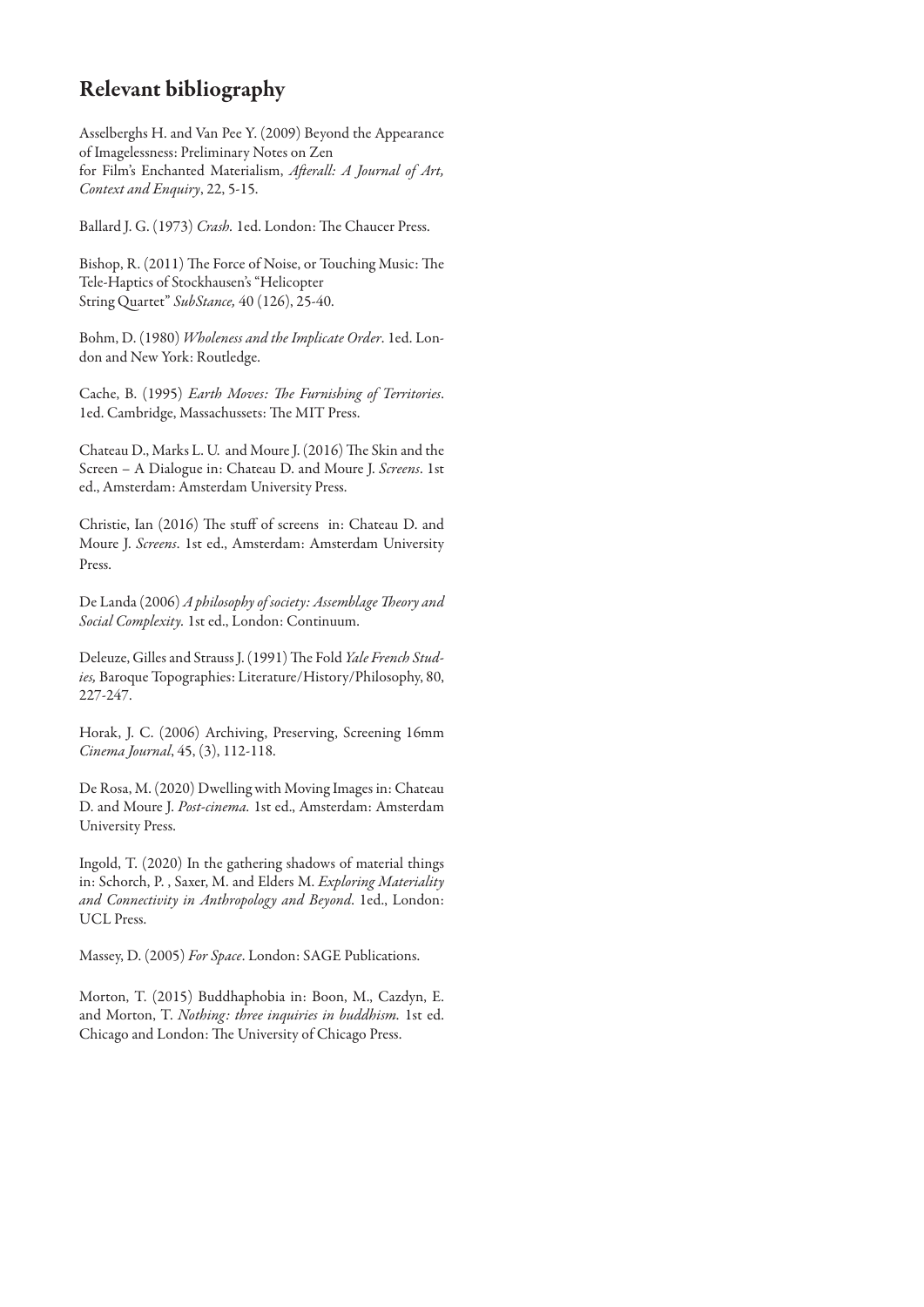## Relevant bibliography

Asselberghs H. and Van Pee Y. (2009) Beyond the Appearance of Imagelessness: Preliminary Notes on Zen for Film's Enchanted Materialism, *Afterall: A Journal of Art, Context and Enquiry*, 22, 5-15.

Ballard J. G. (1973) *Crash.* 1ed. London: The Chaucer Press.

Bishop, R. (2011) The Force of Noise, or Touching Music: The Tele-Haptics of Stockhausen's "Helicopter String Quartet" *SubStance,* 40 (126), 25-40.

Bohm, D. (1980) *Wholeness and the Implicate Order*. 1ed. London and New York: Routledge.

Cache, B. (1995) *Earth Moves: The Furnishing of Territories*. 1ed. Cambridge, Massachussets: The MIT Press.

Chateau D., Marks L. U. and Moure J. (2016) The Skin and the Screen – A Dialogue in: Chateau D. and Moure J. *Screens*. 1st ed., Amsterdam: Amsterdam University Press.

Christie, Ian (2016) The stuff of screens in: Chateau D. and Moure J. *Screens*. 1st ed., Amsterdam: Amsterdam University Press.

De Landa (2006) *A philosophy of society: Assemblage Theory and Social Complexity.* 1st ed., London: Continuum.

Deleuze, Gilles and Strauss J. (1991) The Fold *Yale French Studies,* Baroque Topographies: Literature/History/Philosophy, 80, 227-247.

Horak, J. C. (2006) Archiving, Preserving, Screening 16mm *Cinema Journal*, 45, (3), 112-118.

De Rosa, M. (2020) Dwelling with Moving Images in: Chateau D. and Moure J. *Post-cinema.* 1st ed., Amsterdam: Amsterdam University Press.

Ingold, T. (2020) In the gathering shadows of material things in: Schorch, P. , Saxer, M. and Elders M. *Exploring Materiality and Connectivity in Anthropology and Beyond*. 1ed., London: UCL Press.

Massey, D. (2005) *For Space*. London: SAGE Publications.

Morton, T. (2015) Buddhaphobia in: Boon, M., Cazdyn, E. and Morton, T. *Nothing: three inquiries in buddhism.* 1st ed. Chicago and London: The University of Chicago Press.